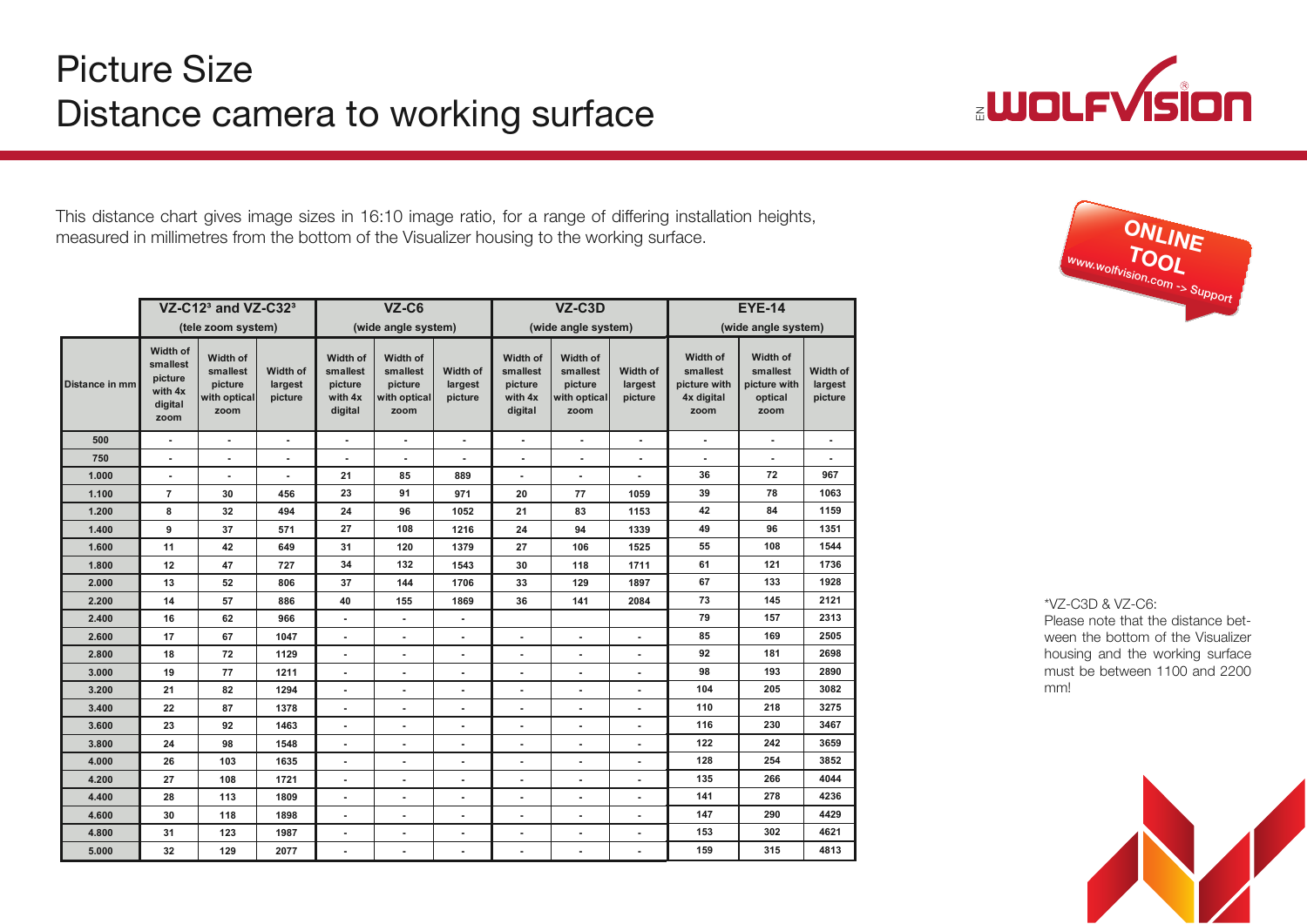# Picture Size
# Distance camera to working surface

EN WOLFVISION®

This distance chart gives image sizes in 16:10 image ratio, for a range of differing installation heights, measured in millimetres from the bottom of the Visualizer housing to the working surface.

ONLINE TOOL www.wolfvision.com -> Support

| | VZ-C12³ and VZ-C32³ (tele zoom system) | | | VZ-C6 (wide angle system) | | | VZ-C3D (wide angle system) | | | EYE-14 (wide angle system) | | |
|---|---|---|---|---|---|---|---|---|---|---|---|---|
| Distance in mm | Width of smallest picture with 4x digital zoom | Width of smallest picture with optical zoom | Width of largest picture | Width of smallest picture with 4x digital | Width of smallest picture with optical zoom | Width of largest picture | Width of smallest picture with 4x digital | Width of smallest picture with optical zoom | Width of largest picture | Width of smallest picture with 4x digital zoom | Width of smallest picture with optical zoom | Width of largest picture |
| 500 | - | - | - | - | - | - | - | - | - | - | - | - |
| 750 | - | - | - | - | - | - | - | - | - | - | - | - |
| 1.000 | - | - | - | 21 | 85 | 889 | - | - | - | 36 | 72 | 967 |
| 1.100 | 7 | 30 | 456 | 23 | 91 | 971 | 20 | 77 | 1059 | 39 | 78 | 1063 |
| 1.200 | 8 | 32 | 494 | 24 | 96 | 1052 | 21 | 83 | 1153 | 42 | 84 | 1159 |
| 1.400 | 9 | 37 | 571 | 27 | 108 | 1216 | 24 | 94 | 1339 | 49 | 96 | 1351 |
| 1.600 | 11 | 42 | 649 | 31 | 120 | 1379 | 27 | 106 | 1525 | 55 | 108 | 1544 |
| 1.800 | 12 | 47 | 727 | 34 | 132 | 1543 | 30 | 118 | 1711 | 61 | 121 | 1736 |
| 2.000 | 13 | 52 | 806 | 37 | 144 | 1706 | 33 | 129 | 1897 | 67 | 133 | 1928 |
| 2.200 | 14 | 57 | 886 | 40 | 155 | 1869 | 36 | 141 | 2084 | 73 | 145 | 2121 |
| 2.400 | 16 | 62 | 966 | - | - | - | | | | 79 | 157 | 2313 |
| 2.600 | 17 | 67 | 1047 | - | - | - | - | - | - | 85 | 169 | 2505 |
| 2.800 | 18 | 72 | 1129 | - | - | - | - | - | - | 92 | 181 | 2698 |
| 3.000 | 19 | 77 | 1211 | - | - | - | - | - | - | 98 | 193 | 2890 |
| 3.200 | 21 | 82 | 1294 | - | - | - | - | - | - | 104 | 205 | 3082 |
| 3.400 | 22 | 87 | 1378 | - | - | - | - | - | - | 110 | 218 | 3275 |
| 3.600 | 23 | 92 | 1463 | - | - | - | - | - | - | 116 | 230 | 3467 |
| 3.800 | 24 | 98 | 1548 | - | - | - | - | - | - | 122 | 242 | 3659 |
| 4.000 | 26 | 103 | 1635 | - | - | - | - | - | - | 128 | 254 | 3852 |
| 4.200 | 27 | 108 | 1721 | - | - | - | - | - | - | 135 | 266 | 4044 |
| 4.400 | 28 | 113 | 1809 | - | - | - | - | - | - | 141 | 278 | 4236 |
| 4.600 | 30 | 118 | 1898 | - | - | - | - | - | - | 147 | 290 | 4429 |
| 4.800 | 31 | 123 | 1987 | - | - | - | - | - | - | 153 | 302 | 4621 |
| 5.000 | 32 | 129 | 2077 | - | - | - | - | - | - | 159 | 315 | 4813 |

*VZ-C3D & VZ-C6:
Please note that the distance between the bottom of the Visualizer housing and the working surface must be between 1100 and 2200 mm!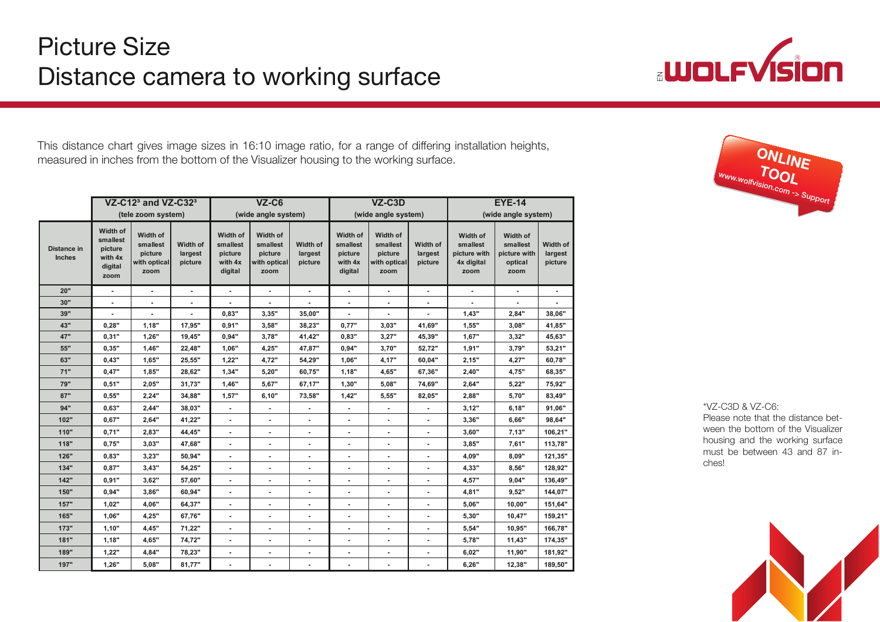# Picture Size
# Distance camera to working surface

This distance chart gives image sizes in 16:10 image ratio, for a range of differing installation heights, measured in inches from the bottom of the Visualizer housing to the working surface.

| | VZ-C12³ and VZ-C32³ (tele zoom system) | | | VZ-C6 (wide angle system) | | | VZ-C3D (wide angle system) | | | EYE-14 (wide angle system) | | |
|---|---|---|---|---|---|---|---|---|---|---|---|---|
| Distance in Inches | Width of smallest picture with 4x digital zoom | Width of smallest picture with optical zoom | Width of largest picture | Width of smallest picture with 4x digital | Width of smallest picture with optical zoom | Width of largest picture | Width of smallest picture with 4x digital | Width of smallest picture with optical zoom | Width of largest picture | Width of smallest picture with 4x digital zoom | Width of smallest picture with optical zoom | Width of largest picture |
| 20" | - | - | - | - | - | - | - | - | - | - | - | - |
| 30" | - | - | - | - | - | - | - | - | - | - | - | - |
| 39" | - | - | - | 0,83" | 3,35" | 35,00" | - | - | - | 1,43" | 2,84" | 38,06" |
| 43" | 0,28" | 1,18" | 17,95" | 0,91" | 3,58" | 38,23" | 0,77" | 3,03" | 41,69" | 1,55" | 3,08" | 41,85" |
| 47" | 0,31" | 1,26" | 19,45" | 0,94" | 3,78" | 41,42" | 0,83" | 3,27" | 45,39" | 1,67" | 3,32" | 45,63" |
| 55" | 0,35" | 1,46" | 22,48" | 1,06" | 4,25" | 47,87" | 0,94" | 3,70" | 52,72" | 1,91" | 3,79" | 53,21" |
| 63" | 0,43" | 1,65" | 25,55" | 1,22" | 4,72" | 54,29" | 1,06" | 4,17" | 60,04" | 2,15" | 4,27" | 60,78" |
| 71" | 0,47" | 1,85" | 28,62" | 1,34" | 5,20" | 60,75" | 1,18" | 4,65" | 67,36" | 2,40" | 4,75" | 68,35" |
| 79" | 0,51" | 2,05" | 31,73" | 1,46" | 5,67" | 67,17" | 1,30" | 5,08" | 74,69" | 2,64" | 5,22" | 75,92" |
| 87" | 0,55" | 2,24" | 34,88" | 1,57" | 6,10" | 73,58" | 1,42" | 5,55" | 82,05" | 2,88" | 5,70" | 83,49" |
| 94" | 0,63" | 2,44" | 38,03" | - | - | - | - | - | - | 3,12" | 6,18" | 91,06" |
| 102" | 0,67" | 2,64" | 41,22" | - | - | - | - | - | - | 3,36" | 6,66" | 98,64" |
| 110" | 0,71" | 2,83" | 44,45" | - | - | - | - | - | - | 3,60" | 7,13" | 106,21" |
| 118" | 0,75" | 3,03" | 47,68" | - | - | - | - | - | - | 3,85" | 7,61" | 113,78" |
| 126" | 0,83" | 3,23" | 50,94" | - | - | - | - | - | - | 4,09" | 8,09" | 121,35" |
| 134" | 0,87" | 3,43" | 54,25" | - | - | - | - | - | - | 4,33" | 8,56" | 128,92" |
| 142" | 0,91" | 3,62" | 57,60" | - | - | - | - | - | - | 4,57" | 9,04" | 136,49" |
| 150" | 0,94" | 3,86" | 60,94" | - | - | - | - | - | - | 4,81" | 9,52" | 144,07" |
| 157" | 1,02" | 4,06" | 64,37" | - | - | - | - | - | - | 5,06" | 10,00" | 151,64" |
| 165" | 1,06" | 4,25" | 67,76" | - | - | - | - | - | - | 5,30" | 10,47" | 159,21" |
| 173" | 1,10" | 4,45" | 71,22" | - | - | - | - | - | - | 5,54" | 10,95" | 166,78" |
| 181" | 1,18" | 4,65" | 74,72" | - | - | - | - | - | - | 5,78" | 11,43" | 174,35" |
| 189" | 1,22" | 4,84" | 78,23" | - | - | - | - | - | - | 6,02" | 11,90" | 181,92" |
| 197" | 1,26" | 5,08" | 81,77" | - | - | - | - | - | - | 6,26" | 12,38" | 189,50" |

ONLINE TOOL
www.wolfvision.com -> Support

*VZ-C3D & VZ-C6:
Please note that the distance between the bottom of the Visualizer housing and the working surface must be between 43 and 87 inches!